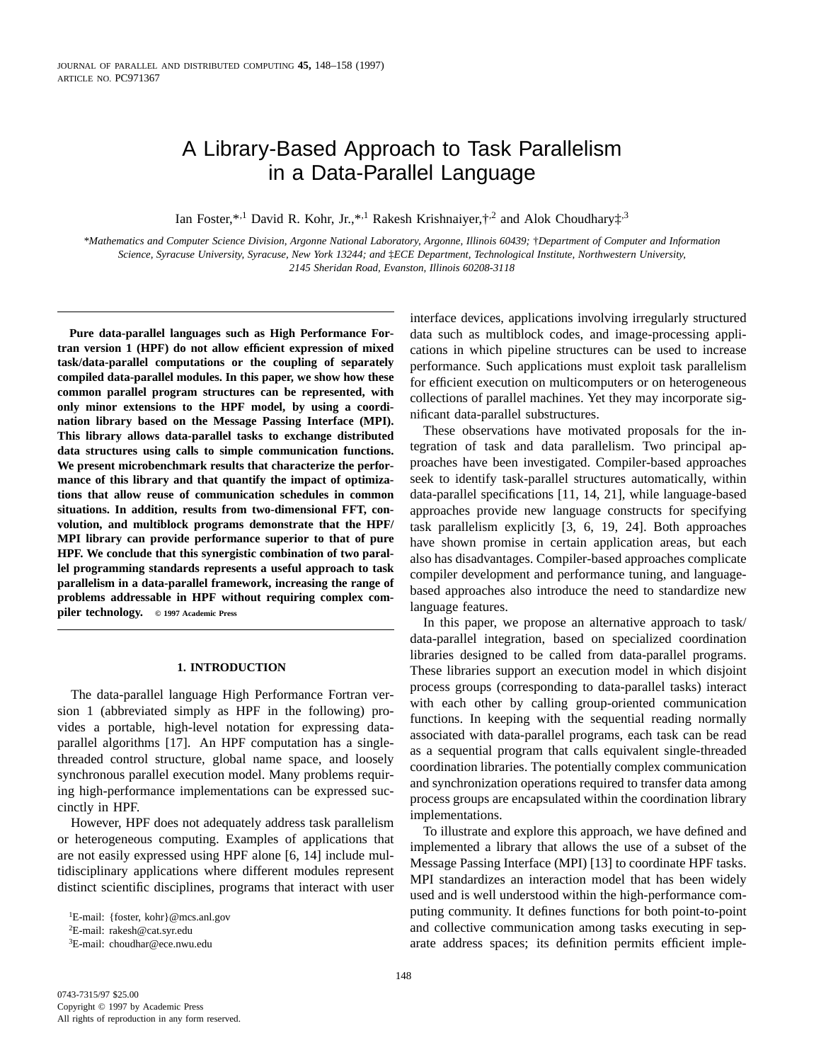# A Library-Based Approach to Task Parallelism in a Data-Parallel Language

Ian Foster,*[,1] David R. Kohr, Jr.,*[,1] Rakesh Krishnaiyer,†[,2] and Alok Choudhary‡[,3]

*Mathematics and Computer Science Division, Argonne National Laboratory, Argonne, Illinois 60439; †Department of Computer and Information Science, Syracuse University, Syracuse, New York 13244; and ‡ECE Department, Technological Institute, Northwestern University, 2145 Sheridan Road, Evanston, Illinois 60208-3118*

**Pure data-parallel languages such as High Performance Fortran version 1 (HPF) do not allow efficient expression of mixed task/data-parallel computations or the coupling of separately compiled data-parallel modules. In this paper, we show how these common parallel program structures can be represented, with only minor extensions to the HPF model, by using a coordination library based on the Message Passing Interface (MPI). This library allows data-parallel tasks to exchange distributed data structures using calls to simple communication functions. We present microbenchmark results that characterize the performance of this library and that quantify the impact of optimizations that allow reuse of communication schedules in common situations. In addition, results from two-dimensional FFT, convolution, and multiblock programs demonstrate that the HPF/MPI library can provide performance superior to that of pure HPF. We conclude that this synergistic combination of two parallel programming standards represents a useful approach to task parallelism in a data-parallel framework, increasing the range of problems addressable in HPF without requiring complex compiler technology.** © 1997 Academic Press

## 1. INTRODUCTION

The data-parallel language High Performance Fortran version 1 (abbreviated simply as HPF in the following) provides a portable, high-level notation for expressing data-parallel algorithms [17]. An HPF computation has a single-threaded control structure, global name space, and loosely synchronous parallel execution model. Many problems requiring high-performance implementations can be expressed succinctly in HPF.

However, HPF does not adequately address task parallelism or heterogeneous computing. Examples of applications that are not easily expressed using HPF alone [6, 14] include multidisciplinary applications where different modules represent distinct scientific disciplines, programs that interact with user interface devices, applications involving irregularly structured data such as multiblock codes, and image-processing applications in which pipeline structures can be used to increase performance. Such applications must exploit task parallelism for efficient execution on multicomputers or on heterogeneous collections of parallel machines. Yet they may incorporate significant data-parallel substructures.

These observations have motivated proposals for the integration of task and data parallelism. Two principal approaches have been investigated. Compiler-based approaches seek to identify task-parallel structures automatically, within data-parallel specifications [11, 14, 21], while language-based approaches provide new language constructs for specifying task parallelism explicitly [3, 6, 19, 24]. Both approaches have shown promise in certain application areas, but each also has disadvantages. Compiler-based approaches complicate compiler development and performance tuning, and language-based approaches also introduce the need to standardize new language features.

In this paper, we propose an alternative approach to task/data-parallel integration, based on specialized coordination libraries designed to be called from data-parallel programs. These libraries support an execution model in which disjoint process groups (corresponding to data-parallel tasks) interact with each other by calling group-oriented communication functions. In keeping with the sequential reading normally associated with data-parallel programs, each task can be read as a sequential program that calls equivalent single-threaded coordination libraries. The potentially complex communication and synchronization operations required to transfer data among process groups are encapsulated within the coordination library implementations.

To illustrate and explore this approach, we have defined and implemented a library that allows the use of a subset of the Message Passing Interface (MPI) [13] to coordinate HPF tasks. MPI standardizes an interaction model that has been widely used and is well understood within the high-performance computing community. It defines functions for both point-to-point and collective communication among tasks executing in separate address spaces; its definition permits efficient imple-

[1] E-mail: {foster, kohr}@mcs.anl.gov

[2] E-mail: rakesh@cat.syr.edu

[3] E-mail: choudhar@ece.nwu.edu

0743-7315/97 $25.00
Copyright © 1997 by Academic Press
All rights of reproduction in any form reserved.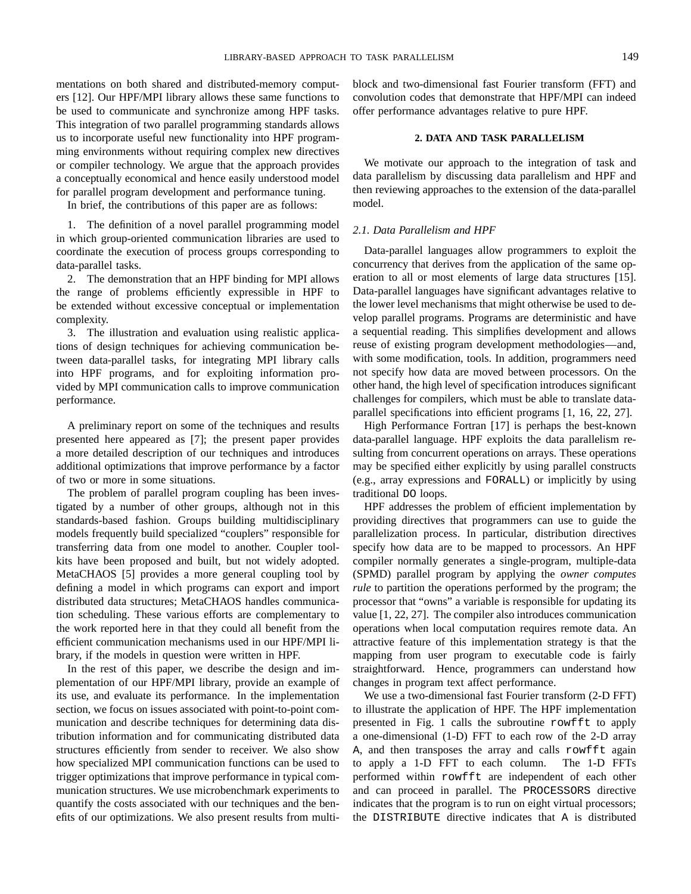mentations on both shared and distributed-memory computers [12]. Our HPF/MPI library allows these same functions to be used to communicate and synchronize among HPF tasks. This integration of two parallel programming standards allows us to incorporate useful new functionality into HPF programming environments without requiring complex new directives or compiler technology. We argue that the approach provides a conceptually economical and hence easily understood model for parallel program development and performance tuning.

In brief, the contributions of this paper are as follows:

1. The definition of a novel parallel programming model in which group-oriented communication libraries are used to coordinate the execution of process groups corresponding to data-parallel tasks.

2. The demonstration that an HPF binding for MPI allows the range of problems efficiently expressible in HPF to be extended without excessive conceptual or implementation complexity.

3. The illustration and evaluation using realistic applications of design techniques for achieving communication between data-parallel tasks, for integrating MPI library calls into HPF programs, and for exploiting information provided by MPI communication calls to improve communication performance.

A preliminary report on some of the techniques and results presented here appeared as [7]; the present paper provides a more detailed description of our techniques and introduces additional optimizations that improve performance by a factor of two or more in some situations.

The problem of parallel program coupling has been investigated by a number of other groups, although not in this standards-based fashion. Groups building multidisciplinary models frequently build specialized "couplers" responsible for transferring data from one model to another. Coupler toolkits have been proposed and built, but not widely adopted. MetaCHAOS [5] provides a more general coupling tool by defining a model in which programs can export and import distributed data structures; MetaCHAOS handles communication scheduling. These various efforts are complementary to the work reported here in that they could all benefit from the efficient communication mechanisms used in our HPF/MPI library, if the models in question were written in HPF.

In the rest of this paper, we describe the design and implementation of our HPF/MPI library, provide an example of its use, and evaluate its performance. In the implementation section, we focus on issues associated with point-to-point communication and describe techniques for determining data distribution information and for communicating distributed data structures efficiently from sender to receiver. We also show how specialized MPI communication functions can be used to trigger optimizations that improve performance in typical communication structures. We use microbenchmark experiments to quantify the costs associated with our techniques and the benefits of our optimizations. We also present results from multiblock and two-dimensional fast Fourier transform (FFT) and convolution codes that demonstrate that HPF/MPI can indeed offer performance advantages relative to pure HPF.

## 2. DATA AND TASK PARALLELISM

We motivate our approach to the integration of task and data parallelism by discussing data parallelism and HPF and then reviewing approaches to the extension of the data-parallel model.

### 2.1. Data Parallelism and HPF

Data-parallel languages allow programmers to exploit the concurrency that derives from the application of the same operation to all or most elements of large data structures [15]. Data-parallel languages have significant advantages relative to the lower level mechanisms that might otherwise be used to develop parallel programs. Programs are deterministic and have a sequential reading. This simplifies development and allows reuse of existing program development methodologies—and, with some modification, tools. In addition, programmers need not specify how data are moved between processors. On the other hand, the high level of specification introduces significant challenges for compilers, which must be able to translate data-parallel specifications into efficient programs [1, 16, 22, 27].

High Performance Fortran [17] is perhaps the best-known data-parallel language. HPF exploits the data parallelism resulting from concurrent operations on arrays. These operations may be specified either explicitly by using parallel constructs (e.g., array expressions and `FORALL`) or implicitly by using traditional `DO` loops.

HPF addresses the problem of efficient implementation by providing directives that programmers can use to guide the parallelization process. In particular, distribution directives specify how data are to be mapped to processors. An HPF compiler normally generates a single-program, multiple-data (SPMD) parallel program by applying the *owner computes rule* to partition the operations performed by the program; the processor that "owns" a variable is responsible for updating its value [1, 22, 27]. The compiler also introduces communication operations when local computation requires remote data. An attractive feature of this implementation strategy is that the mapping from user program to executable code is fairly straightforward. Hence, programmers can understand how changes in program text affect performance.

We use a two-dimensional fast Fourier transform (2-D FFT) to illustrate the application of HPF. The HPF implementation presented in Fig. 1 calls the subroutine `rowfft` to apply a one-dimensional (1-D) FFT to each row of the 2-D array `A`, and then transposes the array and calls `rowfft` again to apply a 1-D FFT to each column. The 1-D FFTs performed within `rowfft` are independent of each other and can proceed in parallel. The `PROCESSORS` directive indicates that the program is to run on eight virtual processors; the `DISTRIBUTE` directive indicates that `A` is distributed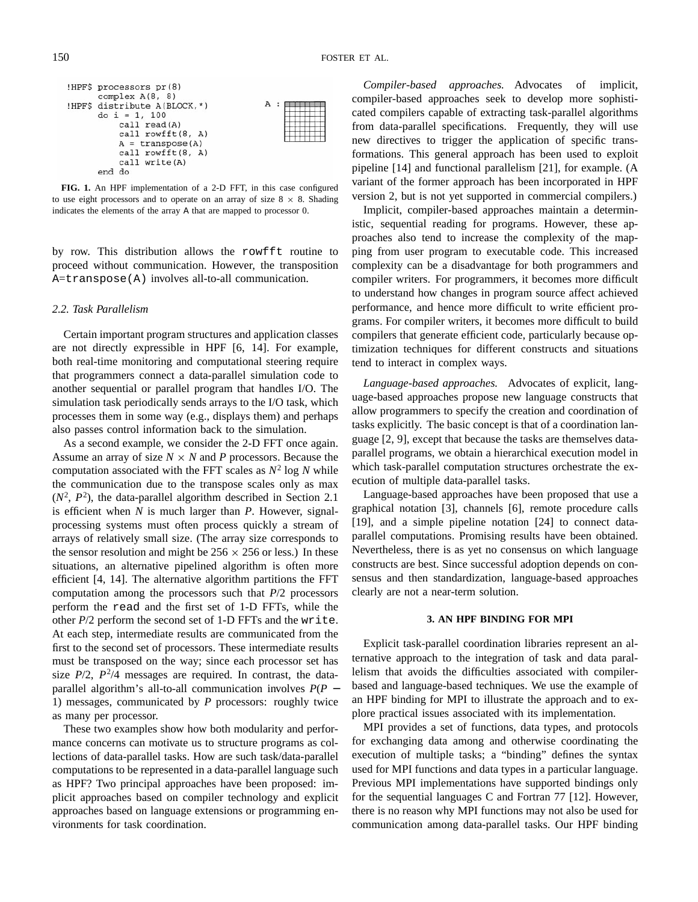```
!HPF$ processors pr(8)
      complex A(8, 8)
!HPF$ distribute A(BLOCK,*)
      do i = 1, 100
          call read(A)
          call rowfft(8, A)
          A = transpose(A)
          call rowfft(8, A)
          call write(A)
      end do
```

**FIG. 1.** An HPF implementation of a 2-D FFT, in this case configured to use eight processors and to operate on an array of size $8 \times 8$. Shading indicates the elements of the array A that are mapped to processor 0.

by row. This distribution allows the `rowfft` routine to proceed without communication. However, the transposition `A=transpose(A)` involves all-to-all communication.

### 2.2. Task Parallelism

Certain important program structures and application classes are not directly expressible in HPF [6, 14]. For example, both real-time monitoring and computational steering require that programmers connect a data-parallel simulation code to another sequential or parallel program that handles I/O. The simulation task periodically sends arrays to the I/O task, which processes them in some way (e.g., displays them) and perhaps also passes control information back to the simulation.

As a second example, we consider the 2-D FFT once again. Assume an array of size $N \times N$ and $P$ processors. Because the computation associated with the FFT scales as $N^2 \log N$ while the communication due to the transpose scales only as max $(N^2, P^2)$, the data-parallel algorithm described in Section 2.1 is efficient when $N$ is much larger than $P$. However, signal-processing systems must often process quickly a stream of arrays of relatively small size. (The array size corresponds to the sensor resolution and might be $256 \times 256$ or less.) In these situations, an alternative pipelined algorithm is often more efficient [4, 14]. The alternative algorithm partitions the FFT computation among the processors such that $P/2$ processors perform the `read` and the first set of 1-D FFTs, while the other $P/2$ perform the second set of 1-D FFTs and the `write`. At each step, intermediate results are communicated from the first to the second set of processors. These intermediate results must be transposed on the way; since each processor set has size $P/2$, $P^2/4$ messages are required. In contrast, the data-parallel algorithm's all-to-all communication involves $P(P - 1)$ messages, communicated by $P$ processors: roughly twice as many per processor.

These two examples show how both modularity and performance concerns can motivate us to structure programs as collections of data-parallel tasks. How are such task/data-parallel computations to be represented in a data-parallel language such as HPF? Two principal approaches have been proposed: implicit approaches based on compiler technology and explicit approaches based on language extensions or programming environments for task coordination.

*Compiler-based approaches.* Advocates of implicit, compiler-based approaches seek to develop more sophisticated compilers capable of extracting task-parallel algorithms from data-parallel specifications. Frequently, they will use new directives to trigger the application of specific transformations. This general approach has been used to exploit pipeline [14] and functional parallelism [21], for example. (A variant of the former approach has been incorporated in HPF version 2, but is not yet supported in commercial compilers.)

Implicit, compiler-based approaches maintain a deterministic, sequential reading for programs. However, these approaches also tend to increase the complexity of the mapping from user program to executable code. This increased complexity can be a disadvantage for both programmers and compiler writers. For programmers, it becomes more difficult to understand how changes in program source affect achieved performance, and hence more difficult to write efficient programs. For compiler writers, it becomes more difficult to build compilers that generate efficient code, particularly because optimization techniques for different constructs and situations tend to interact in complex ways.

*Language-based approaches.* Advocates of explicit, language-based approaches propose new language constructs that allow programmers to specify the creation and coordination of tasks explicitly. The basic concept is that of a coordination language [2, 9], except that because the tasks are themselves data-parallel programs, we obtain a hierarchical execution model in which task-parallel computation structures orchestrate the execution of multiple data-parallel tasks.

Language-based approaches have been proposed that use a graphical notation [3], channels [6], remote procedure calls [19], and a simple pipeline notation [24] to connect data-parallel computations. Promising results have been obtained. Nevertheless, there is as yet no consensus on which language constructs are best. Since successful adoption depends on consensus and then standardization, language-based approaches clearly are not a near-term solution.

## 3. AN HPF BINDING FOR MPI

Explicit task-parallel coordination libraries represent an alternative approach to the integration of task and data parallelism that avoids the difficulties associated with compiler-based and language-based techniques. We use the example of an HPF binding for MPI to illustrate the approach and to explore practical issues associated with its implementation.

MPI provides a set of functions, data types, and protocols for exchanging data among and otherwise coordinating the execution of multiple tasks; a "binding" defines the syntax used for MPI functions and data types in a particular language. Previous MPI implementations have supported bindings only for the sequential languages C and Fortran 77 [12]. However, there is no reason why MPI functions may not also be used for communication among data-parallel tasks. Our HPF binding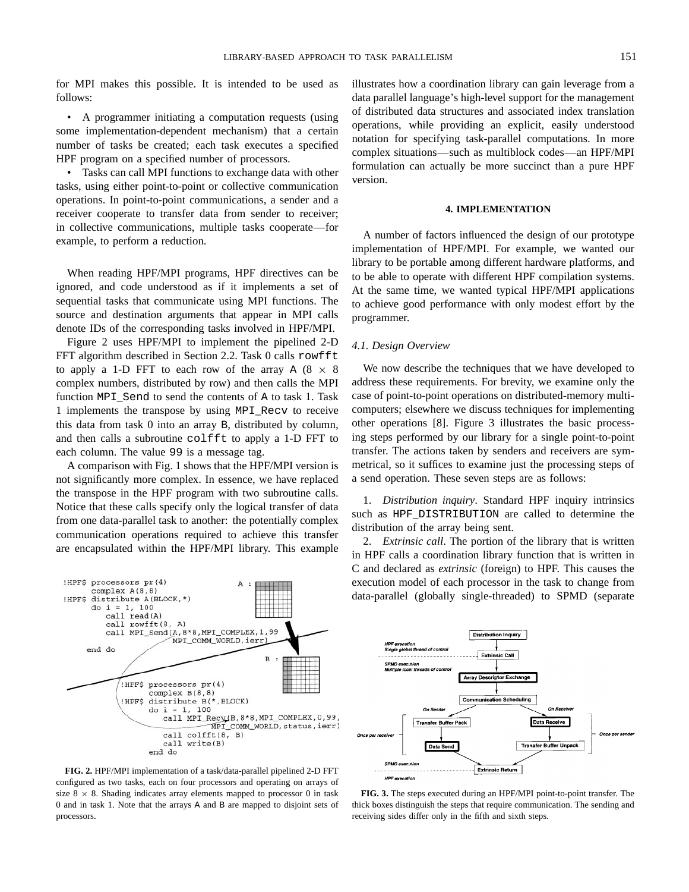for MPI makes this possible. It is intended to be used as follows:

- A programmer initiating a computation requests (using some implementation-dependent mechanism) that a certain number of tasks be created; each task executes a specified HPF program on a specified number of processors.
- Tasks can call MPI functions to exchange data with other tasks, using either point-to-point or collective communication operations. In point-to-point communications, a sender and a receiver cooperate to transfer data from sender to receiver; in collective communications, multiple tasks cooperate—for example, to perform a reduction.

When reading HPF/MPI programs, HPF directives can be ignored, and code understood as if it implements a set of sequential tasks that communicate using MPI functions. The source and destination arguments that appear in MPI calls denote IDs of the corresponding tasks involved in HPF/MPI.

Figure 2 uses HPF/MPI to implement the pipelined 2-D FFT algorithm described in Section 2.2. Task 0 calls `rowfft` to apply a 1-D FFT to each row of the array A ($8 \times 8$ complex numbers, distributed by row) and then calls the MPI function `MPI_Send` to send the contents of A to task 1. Task 1 implements the transpose by using `MPI_Recv` to receive this data from task 0 into an array B, distributed by column, and then calls a subroutine `colfft` to apply a 1-D FFT to each column. The value 99 is a message tag.

A comparison with Fig. 1 shows that the HPF/MPI version is not significantly more complex. In essence, we have replaced the transpose in the HPF program with two subroutine calls. Notice that these calls specify only the logical transfer of data from one data-parallel task to another: the potentially complex communication operations required to achieve this transfer are encapsulated within the HPF/MPI library. This example illustrates how a coordination library can gain leverage from a data parallel language's high-level support for the management of distributed data structures and associated index translation operations, while providing an explicit, easily understood notation for specifying task-parallel computations. In more complex situations—such as multiblock codes—an HPF/MPI formulation can actually be more succinct than a pure HPF version.

```
!HPF$ processors pr(4)
      complex A(8,8)
!HPF$ distribute A(BLOCK,*)
      do i = 1, 100
         call read(A)
         call rowfft(8, A)
         call MPI_Send(A,8*8,MPI_COMPLEX,1,99
                       MPI_COMM_WORLD,ierr)
      end do

!HPF$ processors pr(4)
      complex B(8,8)
!HPF$ distribute B(*,BLOCK)
      do i = 1, 100
         call MPI_Recv(B,8*8,MPI_COMPLEX,0,99,
                       MPI_COMM_WORLD,status,ierr)
         call colfft(8, B)
         call write(B)
      end do
```

**FIG. 2.** HPF/MPI implementation of a task/data-parallel pipelined 2-D FFT configured as two tasks, each on four processors and operating on arrays of size $8 \times 8$. Shading indicates array elements mapped to processor 0 in task 0 and in task 1. Note that the arrays A and B are mapped to disjoint sets of processors.

## 4. IMPLEMENTATION

A number of factors influenced the design of our prototype implementation of HPF/MPI. For example, we wanted our library to be portable among different hardware platforms, and to be able to operate with different HPF compilation systems. At the same time, we wanted typical HPF/MPI applications to achieve good performance with only modest effort by the programmer.

### *4.1. Design Overview*

We now describe the techniques that we have developed to address these requirements. For brevity, we examine only the case of point-to-point operations on distributed-memory multicomputers; elsewhere we discuss techniques for implementing other operations [8]. Figure 3 illustrates the basic processing steps performed by our library for a single point-to-point transfer. The actions taken by senders and receivers are symmetrical, so it suffices to examine just the processing steps of a send operation. These seven steps are as follows:

1. *Distribution inquiry*. Standard HPF inquiry intrinsics such as `HPF_DISTRIBUTION` are called to determine the distribution of the array being sent.

2. *Extrinsic call*. The portion of the library that is written in HPF calls a coordination library function that is written in C and declared as *extrinsic* (foreign) to HPF. This causes the execution model of each processor in the task to change from data-parallel (globally single-threaded) to SPMD (separate

**FIG. 3.** The steps executed during an HPF/MPI point-to-point transfer. The thick boxes distinguish the steps that require communication. The sending and receiving sides differ only in the fifth and sixth steps.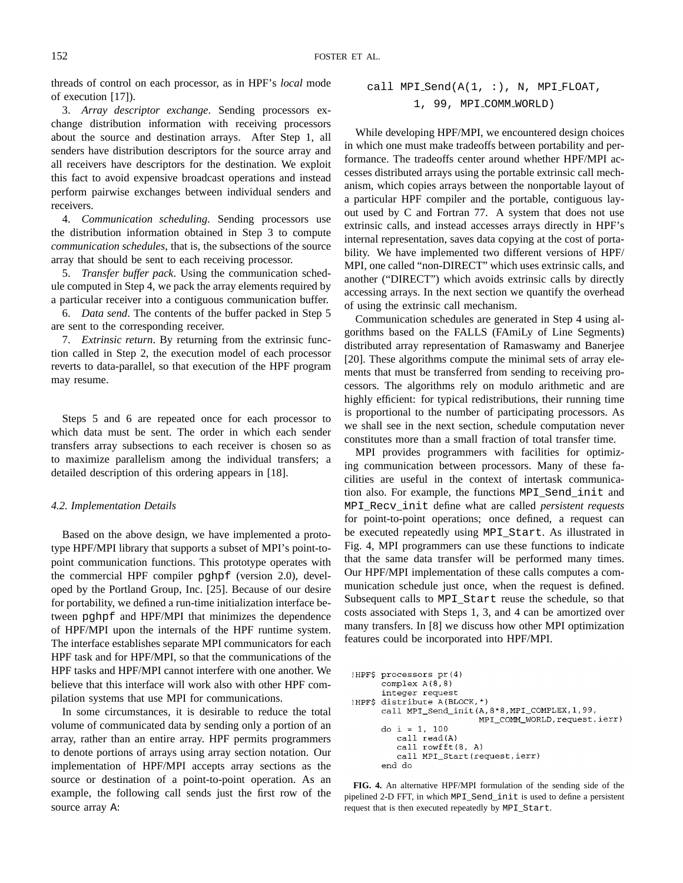threads of control on each processor, as in HPF's *local* mode of execution [17]).

3. *Array descriptor exchange*. Sending processors exchange distribution information with receiving processors about the source and destination arrays. After Step 1, all senders have distribution descriptors for the source array and all receivers have descriptors for the destination. We exploit this fact to avoid expensive broadcast operations and instead perform pairwise exchanges between individual senders and receivers.

4. *Communication scheduling*. Sending processors use the distribution information obtained in Step 3 to compute *communication schedules*, that is, the subsections of the source array that should be sent to each receiving processor.

5. *Transfer buffer pack*. Using the communication schedule computed in Step 4, we pack the array elements required by a particular receiver into a contiguous communication buffer.

6. *Data send*. The contents of the buffer packed in Step 5 are sent to the corresponding receiver.

7. *Extrinsic return*. By returning from the extrinsic function called in Step 2, the execution model of each processor reverts to data-parallel, so that execution of the HPF program may resume.

Steps 5 and 6 are repeated once for each processor to which data must be sent. The order in which each sender transfers array subsections to each receiver is chosen so as to maximize parallelism among the individual transfers; a detailed description of this ordering appears in [18].

### 4.2. Implementation Details

Based on the above design, we have implemented a prototype HPF/MPI library that supports a subset of MPI's point-to-point communication functions. This prototype operates with the commercial HPF compiler `pghpf` (version 2.0), developed by the Portland Group, Inc. [25]. Because of our desire for portability, we defined a run-time initialization interface between `pghpf` and HPF/MPI that minimizes the dependence of HPF/MPI upon the internals of the HPF runtime system. The interface establishes separate MPI communicators for each HPF task and for HPF/MPI, so that the communications of the HPF tasks and HPF/MPI cannot interfere with one another. We believe that this interface will work also with other HPF compilation systems that use MPI for communications.

In some circumstances, it is desirable to reduce the total volume of communicated data by sending only a portion of an array, rather than an entire array. HPF permits programmers to denote portions of arrays using array section notation. Our implementation of HPF/MPI accepts array sections as the source or destination of a point-to-point operation. As an example, the following call sends just the first row of the source array A:

```
call MPI_Send(A(1, :), N, MPI_FLOAT,
        1, 99, MPI_COMM_WORLD)
```

While developing HPF/MPI, we encountered design choices in which one must make tradeoffs between portability and performance. The tradeoffs center around whether HPF/MPI accesses distributed arrays using the portable extrinsic call mechanism, which copies arrays between the nonportable layout of a particular HPF compiler and the portable, contiguous layout used by C and Fortran 77. A system that does not use extrinsic calls, and instead accesses arrays directly in HPF's internal representation, saves data copying at the cost of portability. We have implemented two different versions of HPF/MPI, one called "non-DIRECT" which uses extrinsic calls, and another ("DIRECT") which avoids extrinsic calls by directly accessing arrays. In the next section we quantify the overhead of using the extrinsic call mechanism.

Communication schedules are generated in Step 4 using algorithms based on the FALLS (FAmiLy of Line Segments) distributed array representation of Ramaswamy and Banerjee [20]. These algorithms compute the minimal sets of array elements that must be transferred from sending to receiving processors. The algorithms rely on modulo arithmetic and are highly efficient: for typical redistributions, their running time is proportional to the number of participating processors. As we shall see in the next section, schedule computation never constitutes more than a small fraction of total transfer time.

MPI provides programmers with facilities for optimizing communication between processors. Many of these facilities are useful in the context of intertask communication also. For example, the functions `MPI_Send_init` and `MPI_Recv_init` define what are called *persistent requests* for point-to-point operations; once defined, a request can be executed repeatedly using `MPI_Start`. As illustrated in Fig. 4, MPI programmers can use these functions to indicate that the same data transfer will be performed many times. Our HPF/MPI implementation of these calls computes a communication schedule just once, when the request is defined. Subsequent calls to `MPI_Start` reuse the schedule, so that costs associated with Steps 1, 3, and 4 can be amortized over many transfers. In [8] we discuss how other MPI optimization features could be incorporated into HPF/MPI.

```
!HPF$ processors pr(4)
      complex A(8,8)
      integer request
!HPF$ distribute A(BLOCK,*)
      call MPI_Send_init(A,8*8,MPI_COMPLEX,1,99,
                         MPI_COMM_WORLD,request,ierr)
      do i = 1, 100
         call read(A)
         call rowfft(8, A)
         call MPI_Start(request,ierr)
      end do
```

**FIG. 4.** An alternative HPF/MPI formulation of the sending side of the pipelined 2-D FFT, in which `MPI_Send_init` is used to define a persistent request that is then executed repeatedly by `MPI_Start`.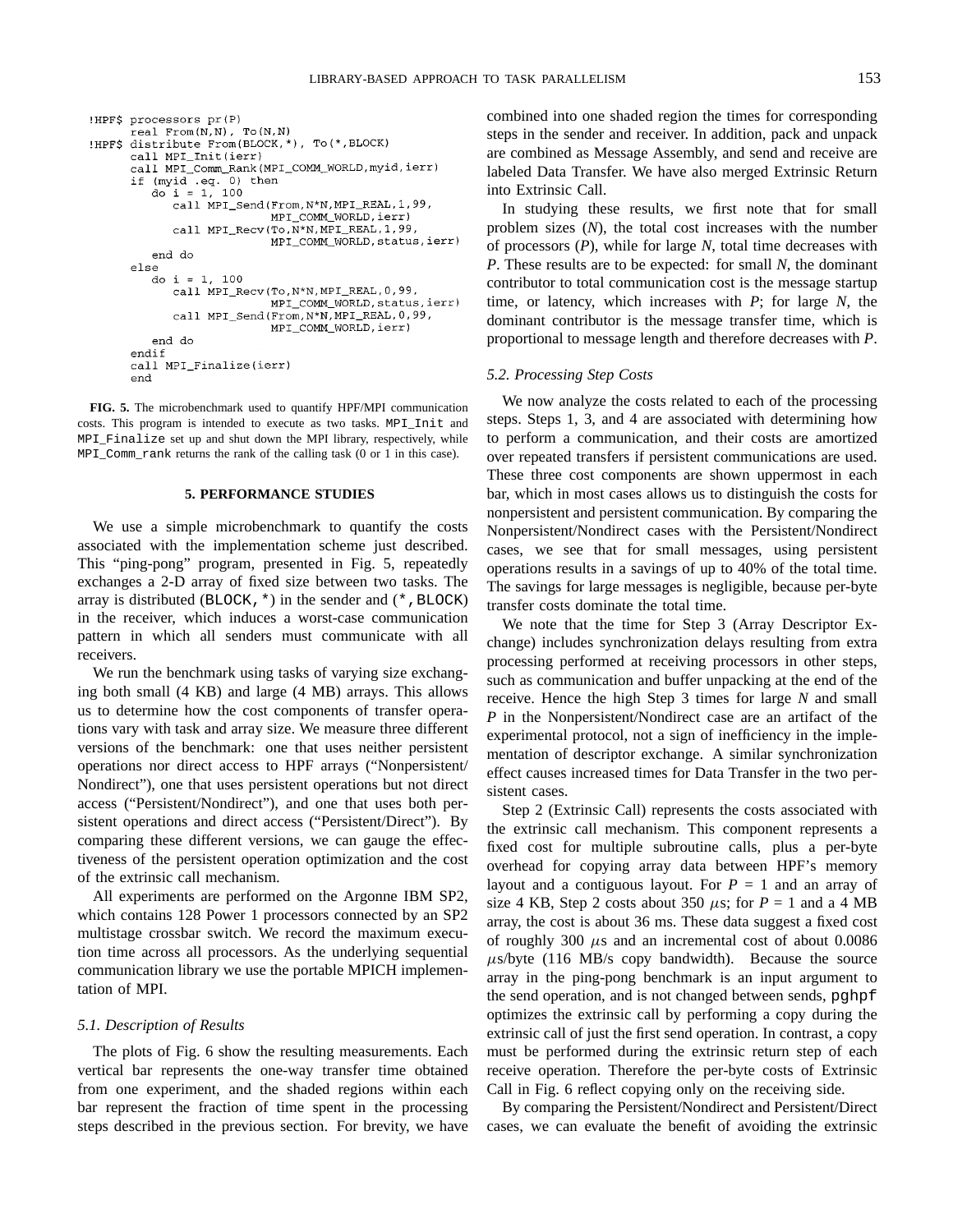```
!HPF$ processors pr(P)
      real From(N,N), To(N,N)
!HPF$ distribute From(BLOCK,*), To(*,BLOCK)
      call MPI_Init(ierr)
      call MPI_Comm_Rank(MPI_COMM_WORLD,myid,ierr)
      if (myid .eq. 0) then
         do i = 1, 100
            call MPI_Send(From,N*N,MPI_REAL,1,99,
                          MPI_COMM_WORLD,ierr)
            call MPI_Recv(To,N*N,MPI_REAL,1,99,
                          MPI_COMM_WORLD,status,ierr)
         end do
      else
         do i = 1, 100
            call MPI_Recv(To,N*N,MPI_REAL,0,99,
                          MPI_COMM_WORLD,status,ierr)
            call MPI_Send(From,N*N,MPI_REAL,0,99,
                          MPI_COMM_WORLD,ierr)
         end do
      endif
      call MPI_Finalize(ierr)
      end
```

**FIG. 5.** The microbenchmark used to quantify HPF/MPI communication costs. This program is intended to execute as two tasks. `MPI_Init` and `MPI_Finalize` set up and shut down the MPI library, respectively, while `MPI_Comm_rank` returns the rank of the calling task (0 or 1 in this case).

## 5. PERFORMANCE STUDIES

We use a simple microbenchmark to quantify the costs associated with the implementation scheme just described. This "ping-pong" program, presented in Fig. 5, repeatedly exchanges a 2-D array of fixed size between two tasks. The array is distributed (`BLOCK,*`) in the sender and (`*,BLOCK`) in the receiver, which induces a worst-case communication pattern in which all senders must communicate with all receivers.

We run the benchmark using tasks of varying size exchanging both small (4 KB) and large (4 MB) arrays. This allows us to determine how the cost components of transfer operations vary with task and array size. We measure three different versions of the benchmark: one that uses neither persistent operations nor direct access to HPF arrays ("Nonpersistent/Nondirect"), one that uses persistent operations but not direct access ("Persistent/Nondirect"), and one that uses both persistent operations and direct access ("Persistent/Direct"). By comparing these different versions, we can gauge the effectiveness of the persistent operation optimization and the cost of the extrinsic call mechanism.

All experiments are performed on the Argonne IBM SP2, which contains 128 Power 1 processors connected by an SP2 multistage crossbar switch. We record the maximum execution time across all processors. As the underlying sequential communication library we use the portable MPICH implementation of MPI.

### 5.1. Description of Results

The plots of Fig. 6 show the resulting measurements. Each vertical bar represents the one-way transfer time obtained from one experiment, and the shaded regions within each bar represent the fraction of time spent in the processing steps described in the previous section. For brevity, we have combined into one shaded region the times for corresponding steps in the sender and receiver. In addition, pack and unpack are combined as Message Assembly, and send and receive are labeled Data Transfer. We have also merged Extrinsic Return into Extrinsic Call.

In studying these results, we first note that for small problem sizes ($N$), the total cost increases with the number of processors ($P$), while for large $N$, total time decreases with $P$. These results are to be expected: for small $N$, the dominant contributor to total communication cost is the message startup time, or latency, which increases with $P$; for large $N$, the dominant contributor is the message transfer time, which is proportional to message length and therefore decreases with $P$.

### 5.2. Processing Step Costs

We now analyze the costs related to each of the processing steps. Steps 1, 3, and 4 are associated with determining how to perform a communication, and their costs are amortized over repeated transfers if persistent communications are used. These three cost components are shown uppermost in each bar, which in most cases allows us to distinguish the costs for nonpersistent and persistent communication. By comparing the Nonpersistent/Nondirect cases with the Persistent/Nondirect cases, we see that for small messages, using persistent operations results in a savings of up to 40% of the total time. The savings for large messages is negligible, because per-byte transfer costs dominate the total time.

We note that the time for Step 3 (Array Descriptor Exchange) includes synchronization delays resulting from extra processing performed at receiving processors in other steps, such as communication and buffer unpacking at the end of the receive. Hence the high Step 3 times for large $N$ and small $P$ in the Nonpersistent/Nondirect case are an artifact of the experimental protocol, not a sign of inefficiency in the implementation of descriptor exchange. A similar synchronization effect causes increased times for Data Transfer in the two persistent cases.

Step 2 (Extrinsic Call) represents the costs associated with the extrinsic call mechanism. This component represents a fixed cost for multiple subroutine calls, plus a per-byte overhead for copying array data between HPF's memory layout and a contiguous layout. For $P = 1$ and an array of size 4 KB, Step 2 costs about 350 $\mu$s; for $P = 1$ and a 4 MB array, the cost is about 36 ms. These data suggest a fixed cost of roughly 300 $\mu$s and an incremental cost of about 0.0086 $\mu$s/byte (116 MB/s copy bandwidth). Because the source array in the ping-pong benchmark is an input argument to the send operation, and is not changed between sends, `pghpf` optimizes the extrinsic call by performing a copy during the extrinsic call of just the first send operation. In contrast, a copy must be performed during the extrinsic return step of each receive operation. Therefore the per-byte costs of Extrinsic Call in Fig. 6 reflect copying only on the receiving side.

By comparing the Persistent/Nondirect and Persistent/Direct cases, we can evaluate the benefit of avoiding the extrinsic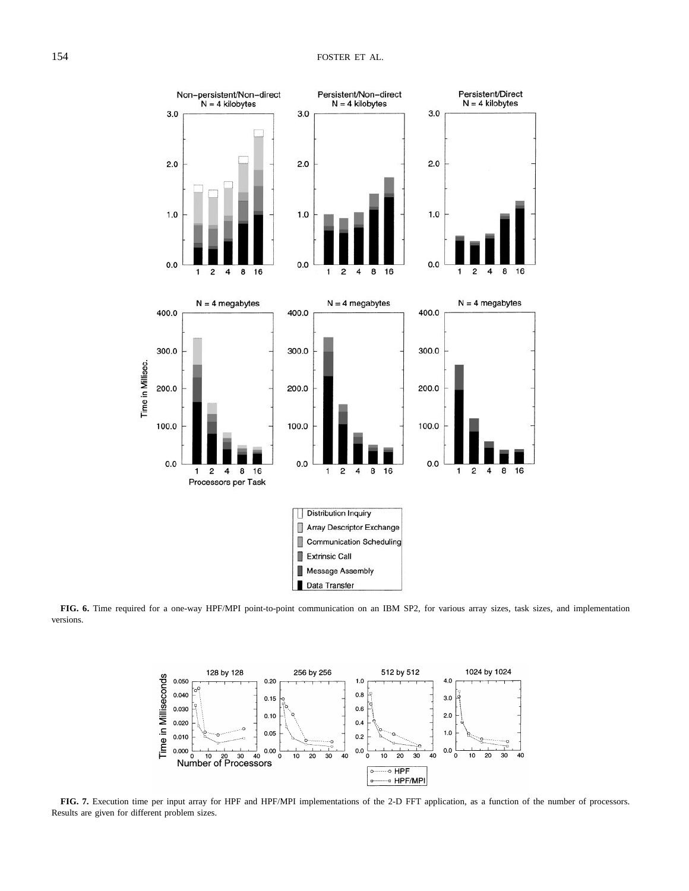**FIG. 6.** Time required for a one-way HPF/MPI point-to-point communication on an IBM SP2, for various array sizes, task sizes, and implementation versions.

**FIG. 7.** Execution time per input array for HPF and HPF/MPI implementations of the 2-D FFT application, as a function of the number of processors. Results are given for different problem sizes.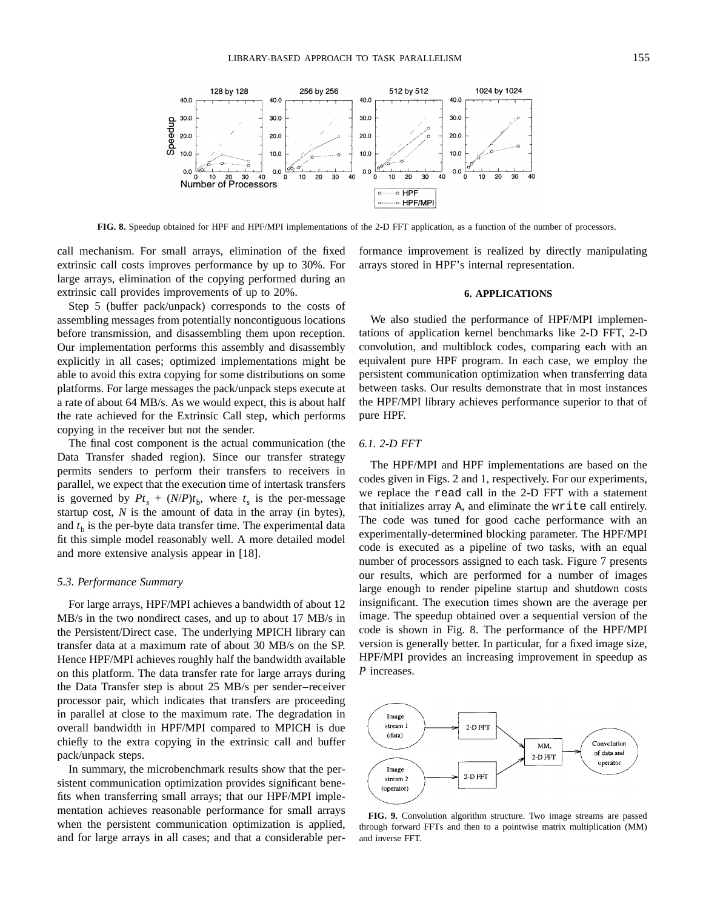FIG. 8. Speedup obtained for HPF and HPF/MPI implementations of the 2-D FFT application, as a function of the number of processors.

call mechanism. For small arrays, elimination of the fixed extrinsic call costs improves performance by up to 30%. For large arrays, elimination of the copying performed during an extrinsic call provides improvements of up to 20%.

Step 5 (buffer pack/unpack) corresponds to the costs of assembling messages from potentially noncontiguous locations before transmission, and disassembling them upon reception. Our implementation performs this assembly and disassembly explicitly in all cases; optimized implementations might be able to avoid this extra copying for some distributions on some platforms. For large messages the pack/unpack steps execute at a rate of about 64 MB/s. As we would expect, this is about half the rate achieved for the Extrinsic Call step, which performs copying in the receiver but not the sender.

The final cost component is the actual communication (the Data Transfer shaded region). Since our transfer strategy permits senders to perform their transfers to receivers in parallel, we expect that the execution time of intertask transfers is governed by $Pt_s + (N/P)t_b$, where $t_s$ is the per-message startup cost, $N$ is the amount of data in the array (in bytes), and $t_b$ is the per-byte data transfer time. The experimental data fit this simple model reasonably well. A more detailed model and more extensive analysis appear in [18].

### *5.3. Performance Summary*

For large arrays, HPF/MPI achieves a bandwidth of about 12 MB/s in the two nondirect cases, and up to about 17 MB/s in the Persistent/Direct case. The underlying MPICH library can transfer data at a maximum rate of about 30 MB/s on the SP. Hence HPF/MPI achieves roughly half the bandwidth available on this platform. The data transfer rate for large arrays during the Data Transfer step is about 25 MB/s per sender–receiver processor pair, which indicates that transfers are proceeding in parallel at close to the maximum rate. The degradation in overall bandwidth in HPF/MPI compared to MPICH is due chiefly to the extra copying in the extrinsic call and buffer pack/unpack steps.

In summary, the microbenchmark results show that the persistent communication optimization provides significant benefits when transferring small arrays; that our HPF/MPI implementation achieves reasonable performance for small arrays when the persistent communication optimization is applied, and for large arrays in all cases; and that a considerable performance improvement is realized by directly manipulating arrays stored in HPF's internal representation.

## 6. APPLICATIONS

We also studied the performance of HPF/MPI implementations of application kernel benchmarks like 2-D FFT, 2-D convolution, and multiblock codes, comparing each with an equivalent pure HPF program. In each case, we employ the persistent communication optimization when transferring data between tasks. Our results demonstrate that in most instances the HPF/MPI library achieves performance superior to that of pure HPF.

### *6.1. 2-D FFT*

The HPF/MPI and HPF implementations are based on the codes given in Figs. 2 and 1, respectively. For our experiments, we replace the `read` call in the 2-D FFT with a statement that initializes array `A`, and eliminate the `write` call entirely. The code was tuned for good cache performance with an experimentally-determined blocking parameter. The HPF/MPI code is executed as a pipeline of two tasks, with an equal number of processors assigned to each task. Figure 7 presents our results, which are performed for a number of images large enough to render pipeline startup and shutdown costs insignificant. The execution times shown are the average per image. The speedup obtained over a sequential version of the code is shown in Fig. 8. The performance of the HPF/MPI version is generally better. In particular, for a fixed image size, HPF/MPI provides an increasing improvement in speedup as $P$ increases.

FIG. 9. Convolution algorithm structure. Two image streams are passed through forward FFTs and then to a pointwise matrix multiplication (MM) and inverse FFT.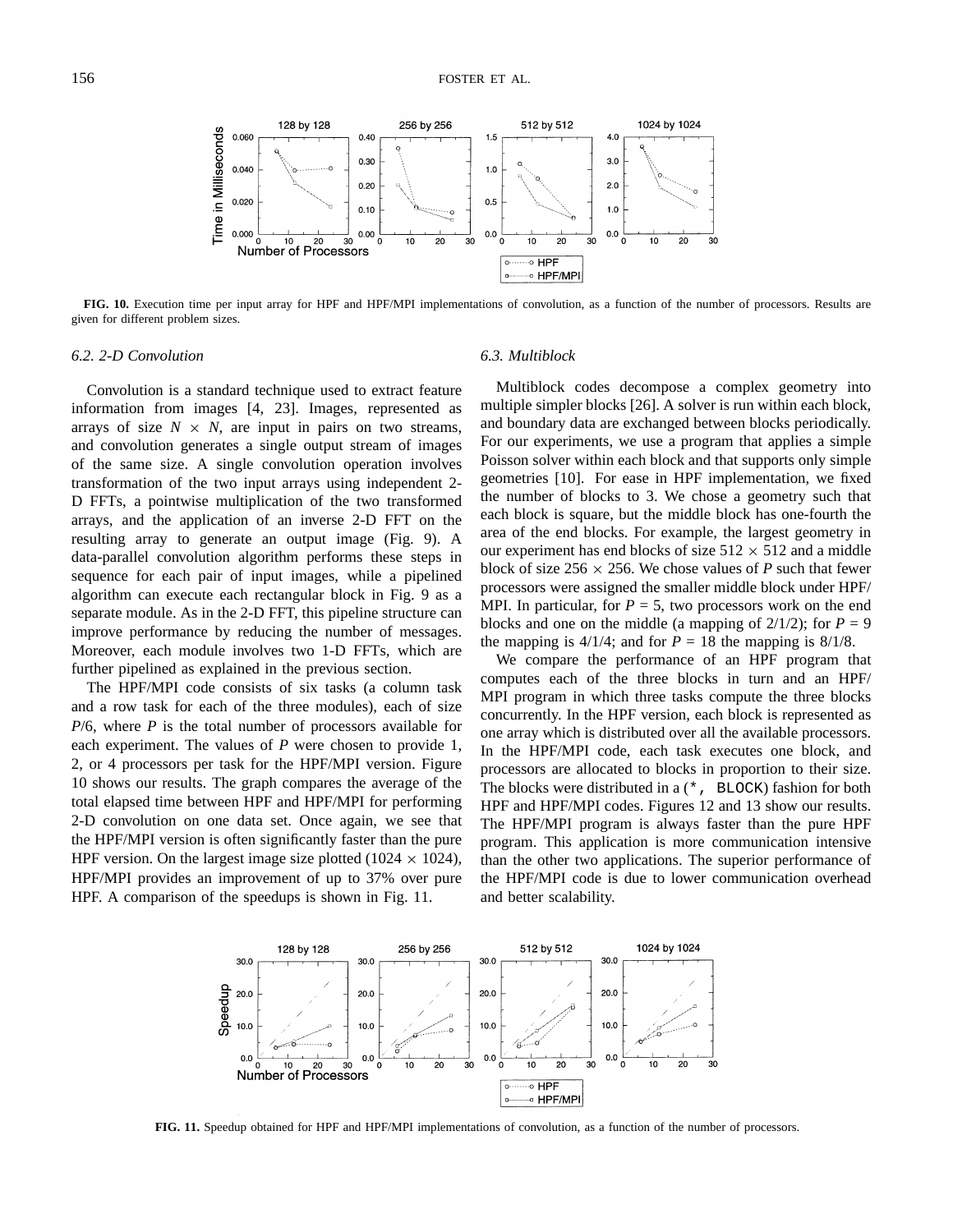FIG. 10. Execution time per input array for HPF and HPF/MPI implementations of convolution, as a function of the number of processors. Results are given for different problem sizes.

### 6.2. 2-D Convolution

Convolution is a standard technique used to extract feature information from images [4, 23]. Images, represented as arrays of size $N \times N$, are input in pairs on two streams, and convolution generates a single output stream of images of the same size. A single convolution operation involves transformation of the two input arrays using independent 2-D FFTs, a pointwise multiplication of the two transformed arrays, and the application of an inverse 2-D FFT on the resulting array to generate an output image (Fig. 9). A data-parallel convolution algorithm performs these steps in sequence for each pair of input images, while a pipelined algorithm can execute each rectangular block in Fig. 9 as a separate module. As in the 2-D FFT, this pipeline structure can improve performance by reducing the number of messages. Moreover, each module involves two 1-D FFTs, which are further pipelined as explained in the previous section.

The HPF/MPI code consists of six tasks (a column task and a row task for each of the three modules), each of size $P/6$, where $P$ is the total number of processors available for each experiment. The values of $P$ were chosen to provide 1, 2, or 4 processors per task for the HPF/MPI version. Figure 10 shows our results. The graph compares the average of the total elapsed time between HPF and HPF/MPI for performing 2-D convolution on one data set. Once again, we see that the HPF/MPI version is often significantly faster than the pure HPF version. On the largest image size plotted ($1024 \times 1024$), HPF/MPI provides an improvement of up to 37% over pure HPF. A comparison of the speedups is shown in Fig. 11.

### 6.3. Multiblock

Multiblock codes decompose a complex geometry into multiple simpler blocks [26]. A solver is run within each block, and boundary data are exchanged between blocks periodically. For our experiments, we use a program that applies a simple Poisson solver within each block and that supports only simple geometries [10]. For ease in HPF implementation, we fixed the number of blocks to 3. We chose a geometry such that each block is square, but the middle block has one-fourth the area of the end blocks. For example, the largest geometry in our experiment has end blocks of size $512 \times 512$ and a middle block of size $256 \times 256$. We chose values of $P$ such that fewer processors were assigned the smaller middle block under HPF/MPI. In particular, for $P = 5$, two processors work on the end blocks and one on the middle (a mapping of 2/1/2); for $P = 9$ the mapping is 4/1/4; and for $P = 18$ the mapping is 8/1/8.

We compare the performance of an HPF program that computes each of the three blocks in turn and an HPF/MPI program in which three tasks compute the three blocks concurrently. In the HPF version, each block is represented as one array which is distributed over all the available processors. In the HPF/MPI code, each task executes one block, and processors are allocated to blocks in proportion to their size. The blocks were distributed in a (`*, BLOCK`) fashion for both HPF and HPF/MPI codes. Figures 12 and 13 show our results. The HPF/MPI program is always faster than the pure HPF program. This application is more communication intensive than the other two applications. The superior performance of the HPF/MPI code is due to lower communication overhead and better scalability.

FIG. 11. Speedup obtained for HPF and HPF/MPI implementations of convolution, as a function of the number of processors.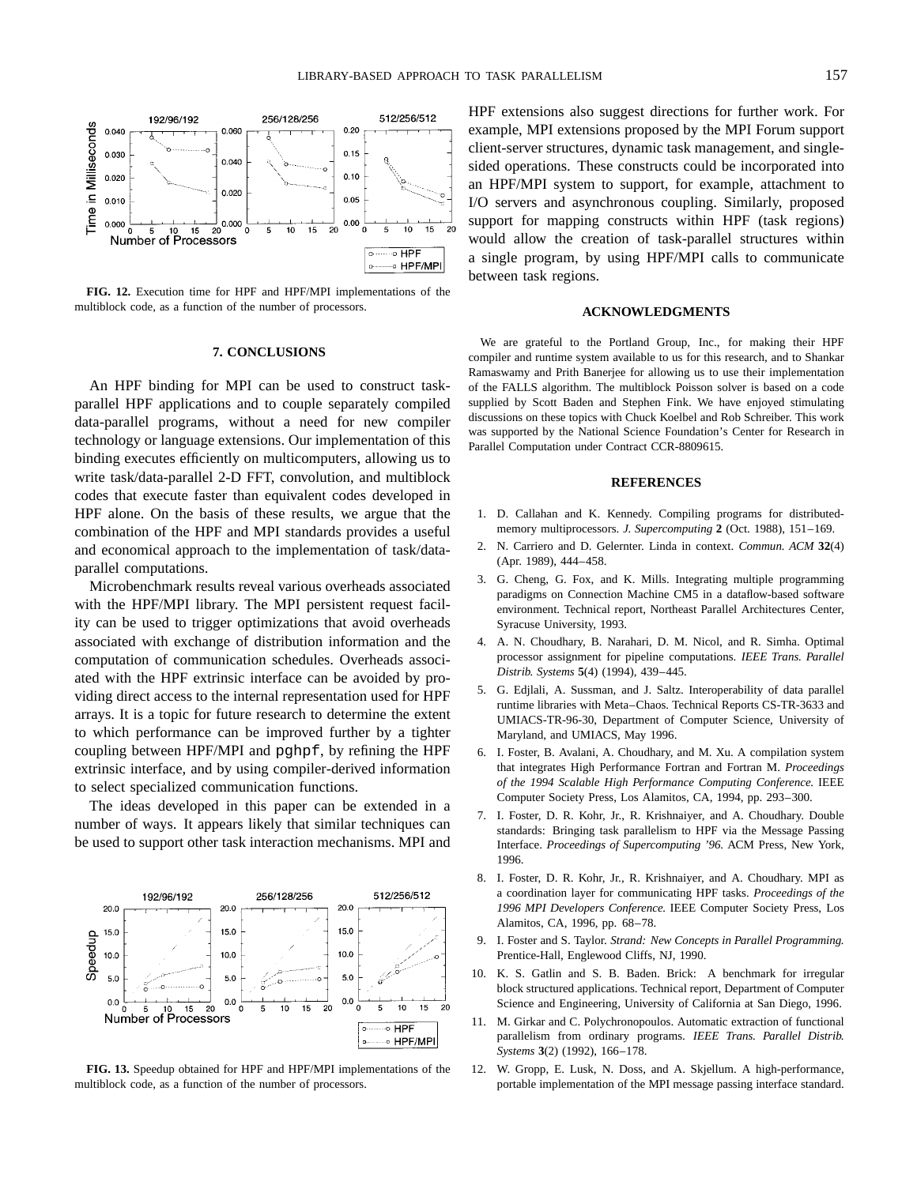**FIG. 12.** Execution time for HPF and HPF/MPI implementations of the multiblock code, as a function of the number of processors.

## 7. CONCLUSIONS

An HPF binding for MPI can be used to construct task-parallel HPF applications and to couple separately compiled data-parallel programs, without a need for new compiler technology or language extensions. Our implementation of this binding executes efficiently on multicomputers, allowing us to write task/data-parallel 2-D FFT, convolution, and multiblock codes that execute faster than equivalent codes developed in HPF alone. On the basis of these results, we argue that the combination of the HPF and MPI standards provides a useful and economical approach to the implementation of task/data-parallel computations.

Microbenchmark results reveal various overheads associated with the HPF/MPI library. The MPI persistent request facility can be used to trigger optimizations that avoid overheads associated with exchange of distribution information and the computation of communication schedules. Overheads associated with the HPF extrinsic interface can be avoided by providing direct access to the internal representation used for HPF arrays. It is a topic for future research to determine the extent to which performance can be improved further by a tighter coupling between HPF/MPI and pghpf, by refining the HPF extrinsic interface, and by using compiler-derived information to select specialized communication functions.

The ideas developed in this paper can be extended in a number of ways. It appears likely that similar techniques can be used to support other task interaction mechanisms. MPI and HPF extensions also suggest directions for further work. For example, MPI extensions proposed by the MPI Forum support client-server structures, dynamic task management, and single-sided operations. These constructs could be incorporated into an HPF/MPI system to support, for example, attachment to I/O servers and asynchronous coupling. Similarly, proposed support for mapping constructs within HPF (task regions) would allow the creation of task-parallel structures within a single program, by using HPF/MPI calls to communicate between task regions.

**FIG. 13.** Speedup obtained for HPF and HPF/MPI implementations of the multiblock code, as a function of the number of processors.

## ACKNOWLEDGMENTS

We are grateful to the Portland Group, Inc., for making their HPF compiler and runtime system available to us for this research, and to Shankar Ramaswamy and Prith Banerjee for allowing us to use their implementation of the FALLS algorithm. The multiblock Poisson solver is based on a code supplied by Scott Baden and Stephen Fink. We have enjoyed stimulating discussions on these topics with Chuck Koelbel and Rob Schreiber. This work was supported by the National Science Foundation's Center for Research in Parallel Computation under Contract CCR-8809615.

## REFERENCES

1. D. Callahan and K. Kennedy. Compiling programs for distributed-memory multiprocessors. *J. Supercomputing* **2** (Oct. 1988), 151–169.
2. N. Carriero and D. Gelernter. Linda in context. *Commun. ACM* **32**(4) (Apr. 1989), 444–458.
3. G. Cheng, G. Fox, and K. Mills. Integrating multiple programming paradigms on Connection Machine CM5 in a dataflow-based software environment. Technical report, Northeast Parallel Architectures Center, Syracuse University, 1993.
4. A. N. Choudhary, B. Narahari, D. M. Nicol, and R. Simha. Optimal processor assignment for pipeline computations. *IEEE Trans. Parallel Distrib. Systems* **5**(4) (1994), 439–445.
5. G. Edjlali, A. Sussman, and J. Saltz. Interoperability of data parallel runtime libraries with Meta–Chaos. Technical Reports CS-TR-3633 and UMIACS-TR-96-30, Department of Computer Science, University of Maryland, and UMIACS, May 1996.
6. I. Foster, B. Avalani, A. Choudhary, and M. Xu. A compilation system that integrates High Performance Fortran and Fortran M. *Proceedings of the 1994 Scalable High Performance Computing Conference.* IEEE Computer Society Press, Los Alamitos, CA, 1994, pp. 293–300.
7. I. Foster, D. R. Kohr, Jr., R. Krishnaiyer, and A. Choudhary. Double standards: Bringing task parallelism to HPF via the Message Passing Interface. *Proceedings of Supercomputing '96.* ACM Press, New York, 1996.
8. I. Foster, D. R. Kohr, Jr., R. Krishnaiyer, and A. Choudhary. MPI as a coordination layer for communicating HPF tasks. *Proceedings of the 1996 MPI Developers Conference.* IEEE Computer Society Press, Los Alamitos, CA, 1996, pp. 68–78.
9. I. Foster and S. Taylor. *Strand: New Concepts in Parallel Programming.* Prentice-Hall, Englewood Cliffs, NJ, 1990.
10. K. S. Gatlin and S. B. Baden. Brick: A benchmark for irregular block structured applications. Technical report, Department of Computer Science and Engineering, University of California at San Diego, 1996.
11. M. Girkar and C. Polychronopoulos. Automatic extraction of functional parallelism from ordinary programs. *IEEE Trans. Parallel Distrib. Systems* **3**(2) (1992), 166–178.
12. W. Gropp, E. Lusk, N. Doss, and A. Skjellum. A high-performance, portable implementation of the MPI message passing interface standard.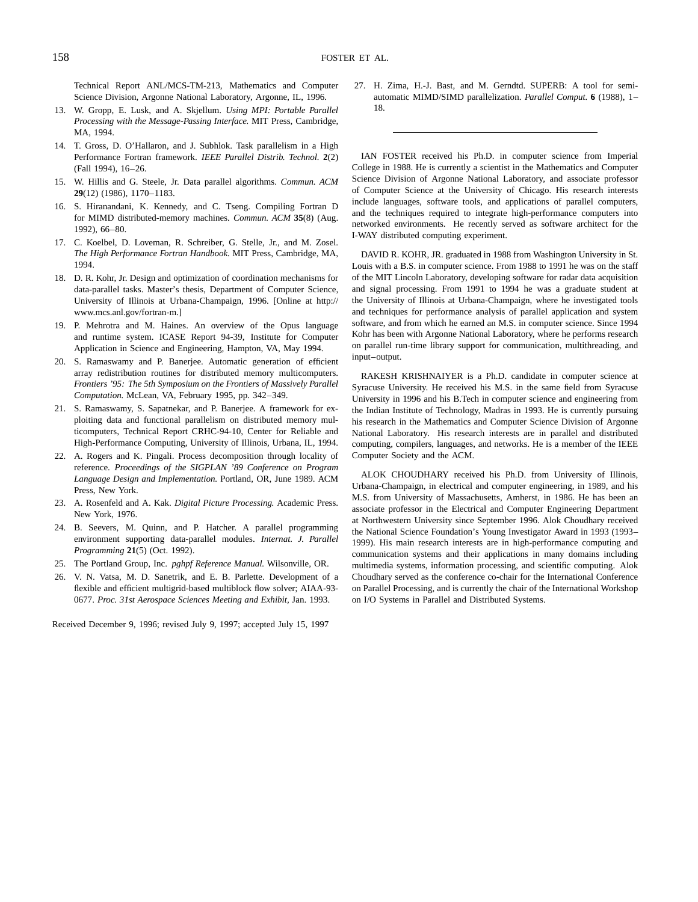Technical Report ANL/MCS-TM-213, Mathematics and Computer Science Division, Argonne National Laboratory, Argonne, IL, 1996.

13. W. Gropp, E. Lusk, and A. Skjellum. *Using MPI: Portable Parallel Processing with the Message-Passing Interface.* MIT Press, Cambridge, MA, 1994.
14. T. Gross, D. O'Hallaron, and J. Subhlok. Task parallelism in a High Performance Fortran framework. *IEEE Parallel Distrib. Technol.* **2**(2) (Fall 1994), 16–26.
15. W. Hillis and G. Steele, Jr. Data parallel algorithms. *Commun. ACM* **29**(12) (1986), 1170–1183.
16. S. Hiranandani, K. Kennedy, and C. Tseng. Compiling Fortran D for MIMD distributed-memory machines. *Commun. ACM* **35**(8) (Aug. 1992), 66–80.
17. C. Koelbel, D. Loveman, R. Schreiber, G. Stelle, Jr., and M. Zosel. *The High Performance Fortran Handbook.* MIT Press, Cambridge, MA, 1994.
18. D. R. Kohr, Jr. Design and optimization of coordination mechanisms for data-parallel tasks. Master's thesis, Department of Computer Science, University of Illinois at Urbana-Champaign, 1996. [Online at http://www.mcs.anl.gov/fortran-m.]
19. P. Mehrotra and M. Haines. An overview of the Opus language and runtime system. ICASE Report 94-39, Institute for Computer Application in Science and Engineering, Hampton, VA, May 1994.
20. S. Ramaswamy and P. Banerjee. Automatic generation of efficient array redistribution routines for distributed memory multicomputers. *Frontiers '95: The 5th Symposium on the Frontiers of Massively Parallel Computation.* McLean, VA, February 1995, pp. 342–349.
21. S. Ramaswamy, S. Sapatnekar, and P. Banerjee. A framework for exploiting data and functional parallelism on distributed memory multicomputers, Technical Report CRHC-94-10, Center for Reliable and High-Performance Computing, University of Illinois, Urbana, IL, 1994.
22. A. Rogers and K. Pingali. Process decomposition through locality of reference. *Proceedings of the SIGPLAN '89 Conference on Program Language Design and Implementation.* Portland, OR, June 1989. ACM Press, New York.
23. A. Rosenfeld and A. Kak. *Digital Picture Processing.* Academic Press. New York, 1976.
24. B. Seevers, M. Quinn, and P. Hatcher. A parallel programming environment supporting data-parallel modules. *Internat. J. Parallel Programming* **21**(5) (Oct. 1992).
25. The Portland Group, Inc. *pghpf Reference Manual.* Wilsonville, OR.
26. V. N. Vatsa, M. D. Sanetrik, and E. B. Parlette. Development of a flexible and efficient multigrid-based multiblock flow solver; AIAA-93-0677. *Proc. 31st Aerospace Sciences Meeting and Exhibit,* Jan. 1993.
27. H. Zima, H.-J. Bast, and M. Gerndtd. SUPERB: A tool for semi-automatic MIMD/SIMD parallelization. *Parallel Comput.* **6** (1988), 1–18.

Received December 9, 1996; revised July 9, 1997; accepted July 15, 1997

---

IAN FOSTER received his Ph.D. in computer science from Imperial College in 1988. He is currently a scientist in the Mathematics and Computer Science Division of Argonne National Laboratory, and associate professor of Computer Science at the University of Chicago. His research interests include languages, software tools, and applications of parallel computers, and the techniques required to integrate high-performance computers into networked environments. He recently served as software architect for the I-WAY distributed computing experiment.

DAVID R. KOHR, JR. graduated in 1988 from Washington University in St. Louis with a B.S. in computer science. From 1988 to 1991 he was on the staff of the MIT Lincoln Laboratory, developing software for radar data acquisition and signal processing. From 1991 to 1994 he was a graduate student at the University of Illinois at Urbana-Champaign, where he investigated tools and techniques for performance analysis of parallel application and system software, and from which he earned an M.S. in computer science. Since 1994 Kohr has been with Argonne National Laboratory, where he performs research on parallel run-time library support for communication, multithreading, and input–output.

RAKESH KRISHNAIYER is a Ph.D. candidate in computer science at Syracuse University. He received his M.S. in the same field from Syracuse University in 1996 and his B.Tech in computer science and engineering from the Indian Institute of Technology, Madras in 1993. He is currently pursuing his research in the Mathematics and Computer Science Division of Argonne National Laboratory. His research interests are in parallel and distributed computing, compilers, languages, and networks. He is a member of the IEEE Computer Society and the ACM.

ALOK CHOUDHARY received his Ph.D. from University of Illinois, Urbana-Champaign, in electrical and computer engineering, in 1989, and his M.S. from University of Massachusetts, Amherst, in 1986. He has been an associate professor in the Electrical and Computer Engineering Department at Northwestern University since September 1996. Alok Choudhary received the National Science Foundation's Young Investigator Award in 1993 (1993–1999). His main research interests are in high-performance computing and communication systems and their applications in many domains including multimedia systems, information processing, and scientific computing. Alok Choudhary served as the conference co-chair for the International Conference on Parallel Processing, and is currently the chair of the International Workshop on I/O Systems in Parallel and Distributed Systems.